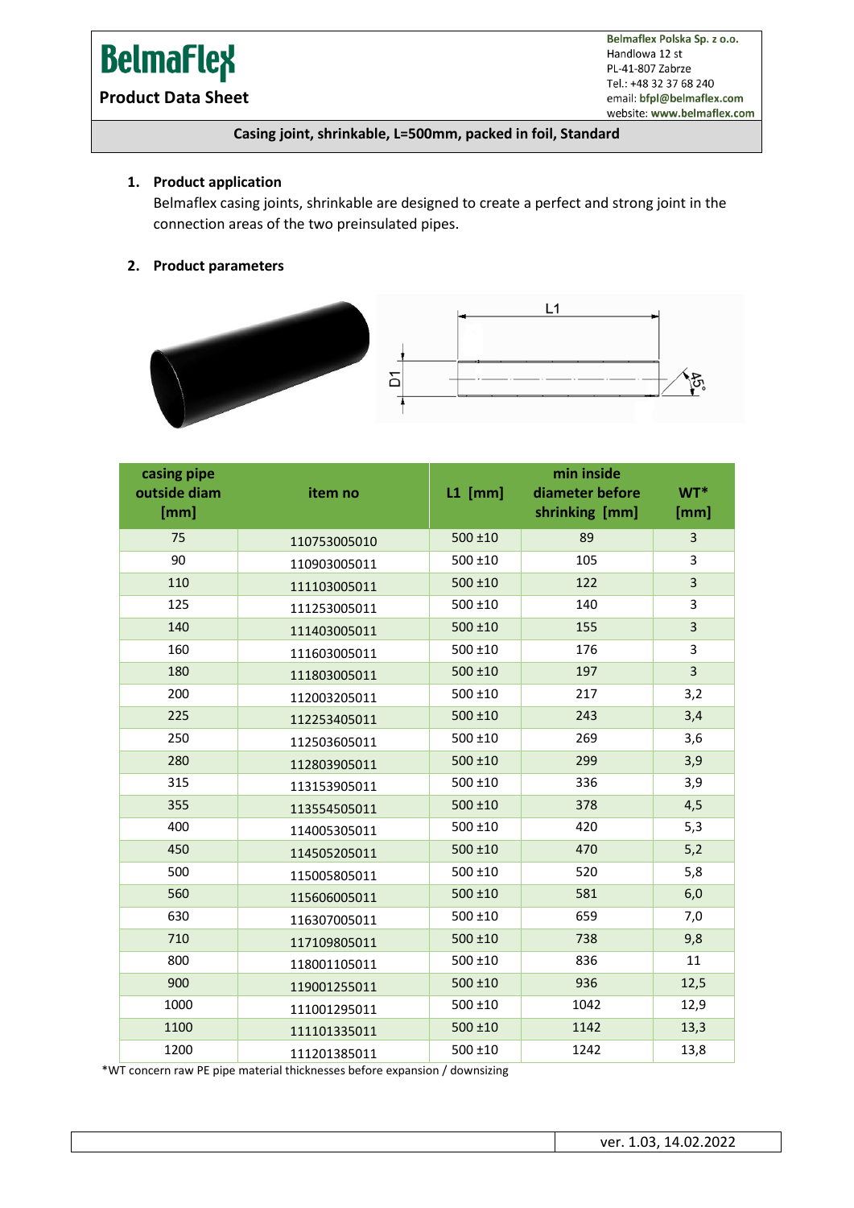**BelmaFlex**

**Product Data Sheet**

Belmaflex Polska Sp. z o.o.
Handlowa 12 st
PL-41-807 Zabrze
Tel.: +48 32 37 68 240
email: bfpl@belmaflex.com
website: www.belmaflex.com

**Casing joint, shrinkable, L=500mm, packed in foil, Standard**

1. **Product application**

   Belmaflex casing joints, shrinkable are designed to create a perfect and strong joint in the connection areas of the two preinsulated pipes.

2. **Product parameters**

| casing pipe outside diam [mm] | item no | L1 [mm] | min inside diameter before shrinking [mm] | WT* [mm] |
|---|---|---|---|---|
| 75 | 110753005010 | 500 ±10 | 89 | 3 |
| 90 | 110903005011 | 500 ±10 | 105 | 3 |
| 110 | 111103005011 | 500 ±10 | 122 | 3 |
| 125 | 111253005011 | 500 ±10 | 140 | 3 |
| 140 | 111403005011 | 500 ±10 | 155 | 3 |
| 160 | 111603005011 | 500 ±10 | 176 | 3 |
| 180 | 111803005011 | 500 ±10 | 197 | 3 |
| 200 | 112003205011 | 500 ±10 | 217 | 3,2 |
| 225 | 112253405011 | 500 ±10 | 243 | 3,4 |
| 250 | 112503605011 | 500 ±10 | 269 | 3,6 |
| 280 | 112803905011 | 500 ±10 | 299 | 3,9 |
| 315 | 113153905011 | 500 ±10 | 336 | 3,9 |
| 355 | 113554505011 | 500 ±10 | 378 | 4,5 |
| 400 | 114005305011 | 500 ±10 | 420 | 5,3 |
| 450 | 114505205011 | 500 ±10 | 470 | 5,2 |
| 500 | 115005805011 | 500 ±10 | 520 | 5,8 |
| 560 | 115606005011 | 500 ±10 | 581 | 6,0 |
| 630 | 116307005011 | 500 ±10 | 659 | 7,0 |
| 710 | 117109805011 | 500 ±10 | 738 | 9,8 |
| 800 | 118001105011 | 500 ±10 | 836 | 11 |
| 900 | 119001255011 | 500 ±10 | 936 | 12,5 |
| 1000 | 111001295011 | 500 ±10 | 1042 | 12,9 |
| 1100 | 111101335011 | 500 ±10 | 1142 | 13,3 |
| 1200 | 111201385011 | 500 ±10 | 1242 | 13,8 |

*WT concern raw PE pipe material thicknesses before expansion / downsizing

ver. 1.03, 14.02.2022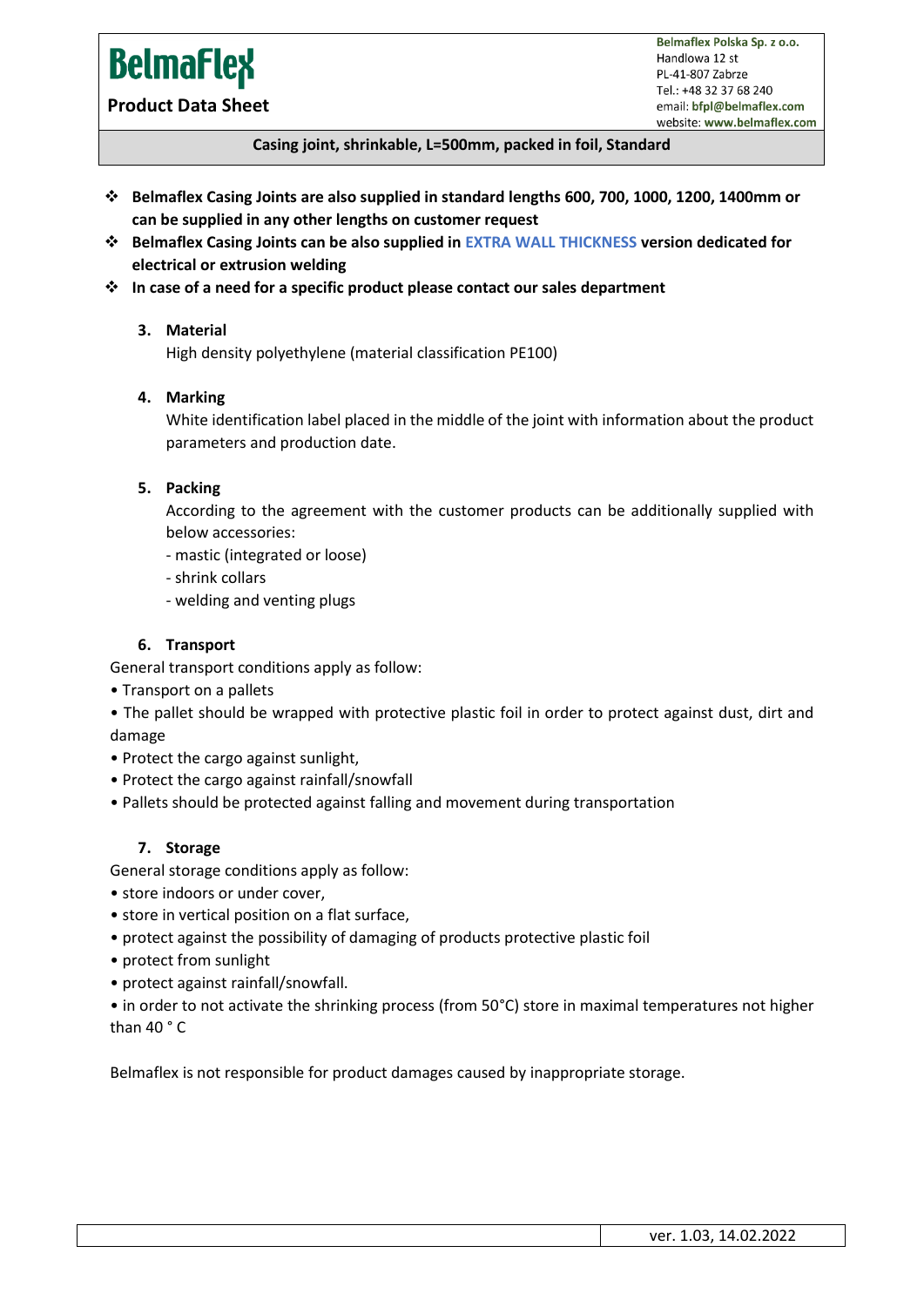- **Belmaflex Casing Joints are also supplied in standard lengths 600, 700, 1000, 1200, 1400mm or can be supplied in any other lengths on customer request**
- **Belmaflex Casing Joints can be also supplied in EXTRA WALL THICKNESS version dedicated for electrical or extrusion welding**
- **In case of a need for a specific product please contact our sales department**

### 3. Material

High density polyethylene (material classification PE100)

### 4. Marking

White identification label placed in the middle of the joint with information about the product parameters and production date.

### 5. Packing

According to the agreement with the customer products can be additionally supplied with below accessories:

- mastic (integrated or loose)
- shrink collars
- welding and venting plugs

### 6. Transport

General transport conditions apply as follow:

- Transport on a pallets
- The pallet should be wrapped with protective plastic foil in order to protect against dust, dirt and damage
- Protect the cargo against sunlight,
- Protect the cargo against rainfall/snowfall
- Pallets should be protected against falling and movement during transportation

### 7. Storage

General storage conditions apply as follow:

- store indoors or under cover,
- store in vertical position on a flat surface,
- protect against the possibility of damaging of products protective plastic foil
- protect from sunlight
- protect against rainfall/snowfall.
- in order to not activate the shrinking process (from 50°C) store in maximal temperatures not higher than 40 ° C

Belmaflex is not responsible for product damages caused by inappropriate storage.